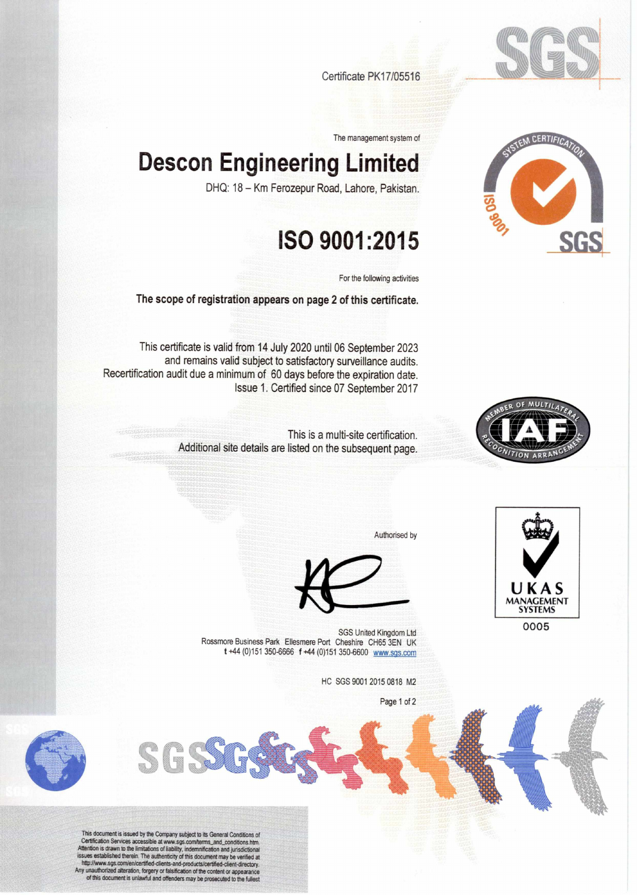Certificate PK17/05516

The management system of

# Descon Engineering Limited

DHQ: 18 – Km Ferozepur Road, Lahore, Pakistan.

# ISO 9001:2015

For the following activities

**The scope of registration appears on page 2 of this certificate.**

This certificate is valid from 14 July 2020 until 06 September 2023
and remains valid subject to satisfactory surveillance audits.
Recertification audit due a minimum of 60 days before the expiration date.
Issue 1. Certified since 07 September 2017

This is a multi-site certification.
Additional site details are listed on the subsequent page.

Authorised by

SGS United Kingdom Ltd
Rossmore Business Park Ellesmere Port Cheshire CH65 3EN UK
t +44 (0)151 350-6666 f +44 (0)151 350-6600 www.sgs.com

HC SGS 9001 2015 0818 M2

UKAS MANAGEMENT SYSTEMS
0005

This document is issued by the Company subject to its General Conditions of Certification Services accessible at www.sgs.com/terms_and_conditions.htm. Attention is drawn to the limitations of liability, indemnification and jurisdictional issues established therein. The authenticity of this document may be verified at http://www.sgs.com/en/certified-clients-and-products/certified-client-directory. Any unauthorized alteration, forgery or falsification of the content or appearance of this document is unlawful and offenders may be prosecuted to the fullest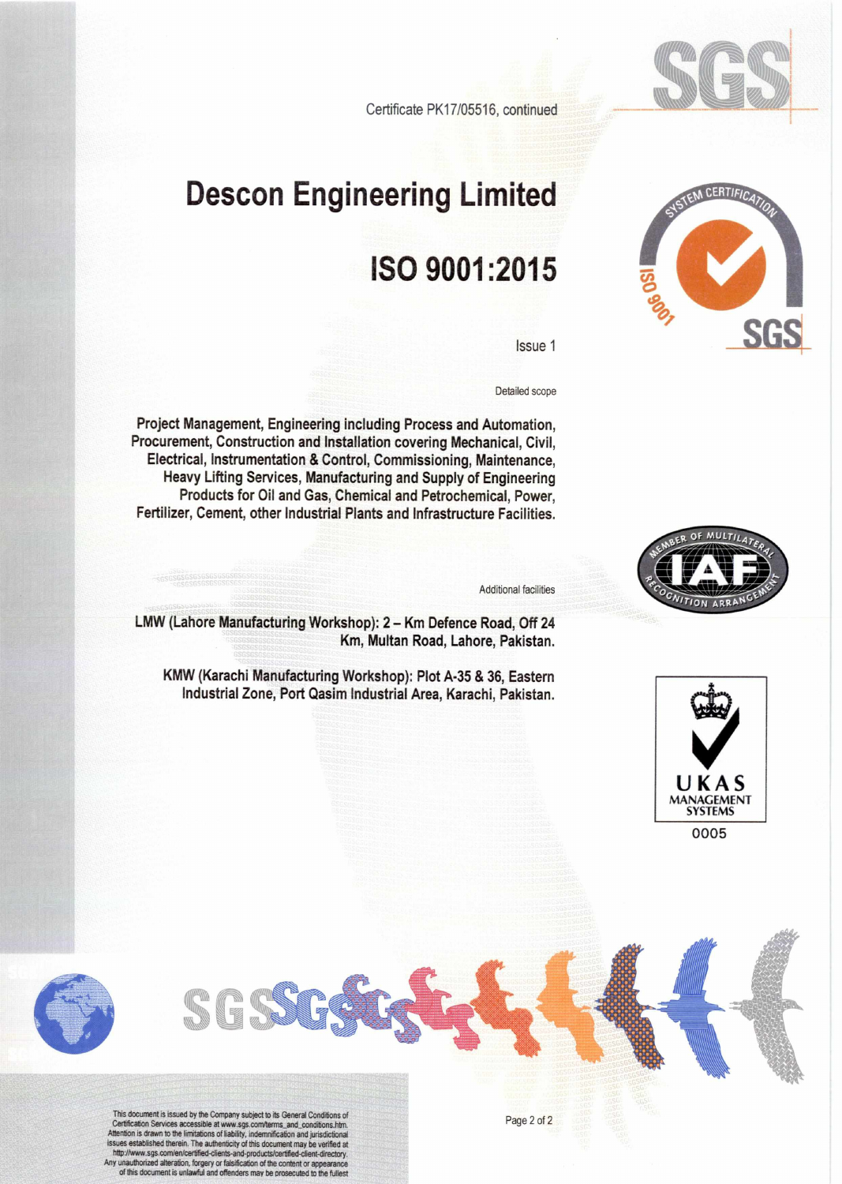Certificate PK17/05516, continued

# Descon Engineering Limited

# ISO 9001:2015

Issue 1

Detailed scope

**Project Management, Engineering including Process and Automation, Procurement, Construction and Installation covering Mechanical, Civil, Electrical, Instrumentation & Control, Commissioning, Maintenance, Heavy Lifting Services, Manufacturing and Supply of Engineering Products for Oil and Gas, Chemical and Petrochemical, Power, Fertilizer, Cement, other Industrial Plants and Infrastructure Facilities.**

Additional facilities

**LMW (Lahore Manufacturing Workshop): 2 – Km Defence Road, Off 24 Km, Multan Road, Lahore, Pakistan.**

**KMW (Karachi Manufacturing Workshop): Plot A-35 & 36, Eastern Industrial Zone, Port Qasim Industrial Area, Karachi, Pakistan.**

UKAS MANAGEMENT SYSTEMS

0005

This document is issued by the Company subject to its General Conditions of Certification Services accessible at www.sgs.com/terms_and_conditions.htm. Attention is drawn to the limitations of liability, indemnification and jurisdictional issues established therein. The authenticity of this document may be verified at http://www.sgs.com/en/certified-clients-and-products/certified-client-directory. Any unauthorized alteration, forgery or falsification of the content or appearance of this document is unlawful and offenders may be prosecuted to the fullest